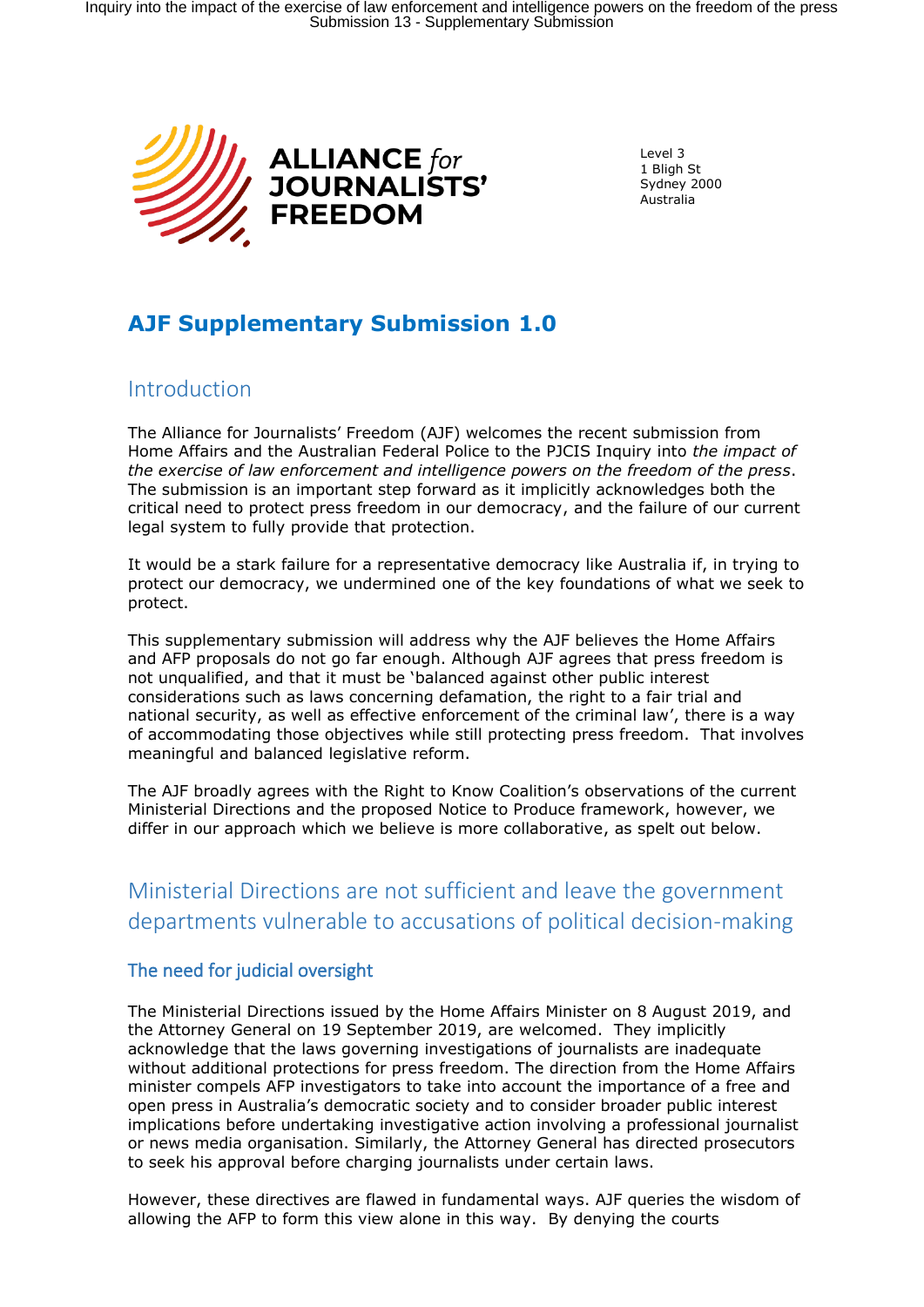**ALLIANCE *for* JOURNALISTS' FREEDOM**

Level 3
1 Bligh St
Sydney 2000
Australia

# AJF Supplementary Submission 1.0

## Introduction

The Alliance for Journalists' Freedom (AJF) welcomes the recent submission from Home Affairs and the Australian Federal Police to the PJCIS Inquiry into *the impact of the exercise of law enforcement and intelligence powers on the freedom of the press*. The submission is an important step forward as it implicitly acknowledges both the critical need to protect press freedom in our democracy, and the failure of our current legal system to fully provide that protection.

It would be a stark failure for a representative democracy like Australia if, in trying to protect our democracy, we undermined one of the key foundations of what we seek to protect.

This supplementary submission will address why the AJF believes the Home Affairs and AFP proposals do not go far enough. Although AJF agrees that press freedom is not unqualified, and that it must be 'balanced against other public interest considerations such as laws concerning defamation, the right to a fair trial and national security, as well as effective enforcement of the criminal law', there is a way of accommodating those objectives while still protecting press freedom. That involves meaningful and balanced legislative reform.

The AJF broadly agrees with the Right to Know Coalition's observations of the current Ministerial Directions and the proposed Notice to Produce framework, however, we differ in our approach which we believe is more collaborative, as spelt out below.

## Ministerial Directions are not sufficient and leave the government departments vulnerable to accusations of political decision-making

### The need for judicial oversight

The Ministerial Directions issued by the Home Affairs Minister on 8 August 2019, and the Attorney General on 19 September 2019, are welcomed. They implicitly acknowledge that the laws governing investigations of journalists are inadequate without additional protections for press freedom. The direction from the Home Affairs minister compels AFP investigators to take into account the importance of a free and open press in Australia's democratic society and to consider broader public interest implications before undertaking investigative action involving a professional journalist or news media organisation. Similarly, the Attorney General has directed prosecutors to seek his approval before charging journalists under certain laws.

However, these directives are flawed in fundamental ways. AJF queries the wisdom of allowing the AFP to form this view alone in this way. By denying the courts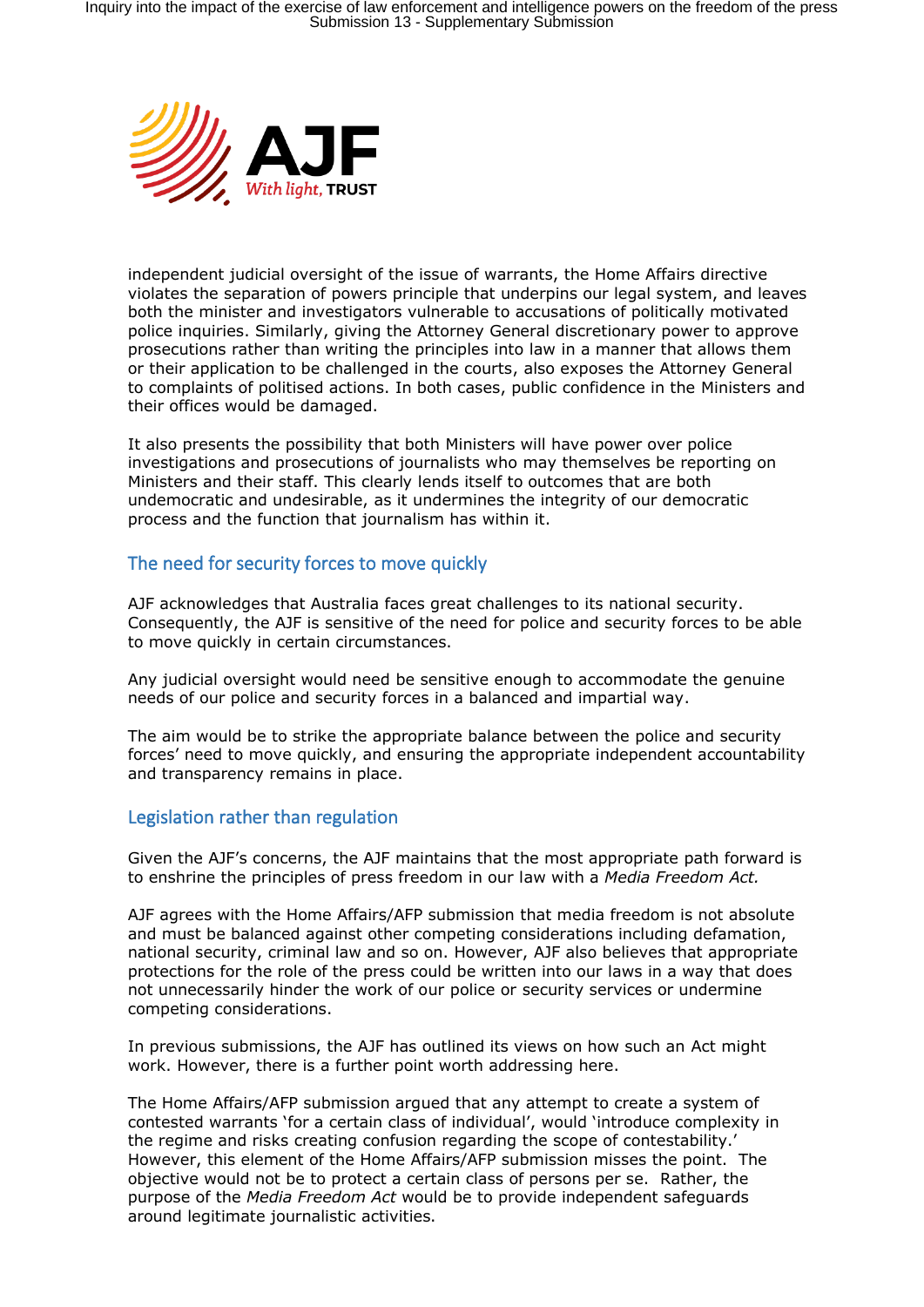independent judicial oversight of the issue of warrants, the Home Affairs directive violates the separation of powers principle that underpins our legal system, and leaves both the minister and investigators vulnerable to accusations of politically motivated police inquiries. Similarly, giving the Attorney General discretionary power to approve prosecutions rather than writing the principles into law in a manner that allows them or their application to be challenged in the courts, also exposes the Attorney General to complaints of politised actions. In both cases, public confidence in the Ministers and their offices would be damaged.

It also presents the possibility that both Ministers will have power over police investigations and prosecutions of journalists who may themselves be reporting on Ministers and their staff. This clearly lends itself to outcomes that are both undemocratic and undesirable, as it undermines the integrity of our democratic process and the function that journalism has within it.

## The need for security forces to move quickly

AJF acknowledges that Australia faces great challenges to its national security. Consequently, the AJF is sensitive of the need for police and security forces to be able to move quickly in certain circumstances.

Any judicial oversight would need be sensitive enough to accommodate the genuine needs of our police and security forces in a balanced and impartial way.

The aim would be to strike the appropriate balance between the police and security forces' need to move quickly, and ensuring the appropriate independent accountability and transparency remains in place.

## Legislation rather than regulation

Given the AJF's concerns, the AJF maintains that the most appropriate path forward is to enshrine the principles of press freedom in our law with a *Media Freedom Act.*

AJF agrees with the Home Affairs/AFP submission that media freedom is not absolute and must be balanced against other competing considerations including defamation, national security, criminal law and so on. However, AJF also believes that appropriate protections for the role of the press could be written into our laws in a way that does not unnecessarily hinder the work of our police or security services or undermine competing considerations.

In previous submissions, the AJF has outlined its views on how such an Act might work. However, there is a further point worth addressing here.

The Home Affairs/AFP submission argued that any attempt to create a system of contested warrants 'for a certain class of individual', would 'introduce complexity in the regime and risks creating confusion regarding the scope of contestability.' However, this element of the Home Affairs/AFP submission misses the point. The objective would not be to protect a certain class of persons per se. Rather, the purpose of the *Media Freedom Act* would be to provide independent safeguards around legitimate journalistic activities.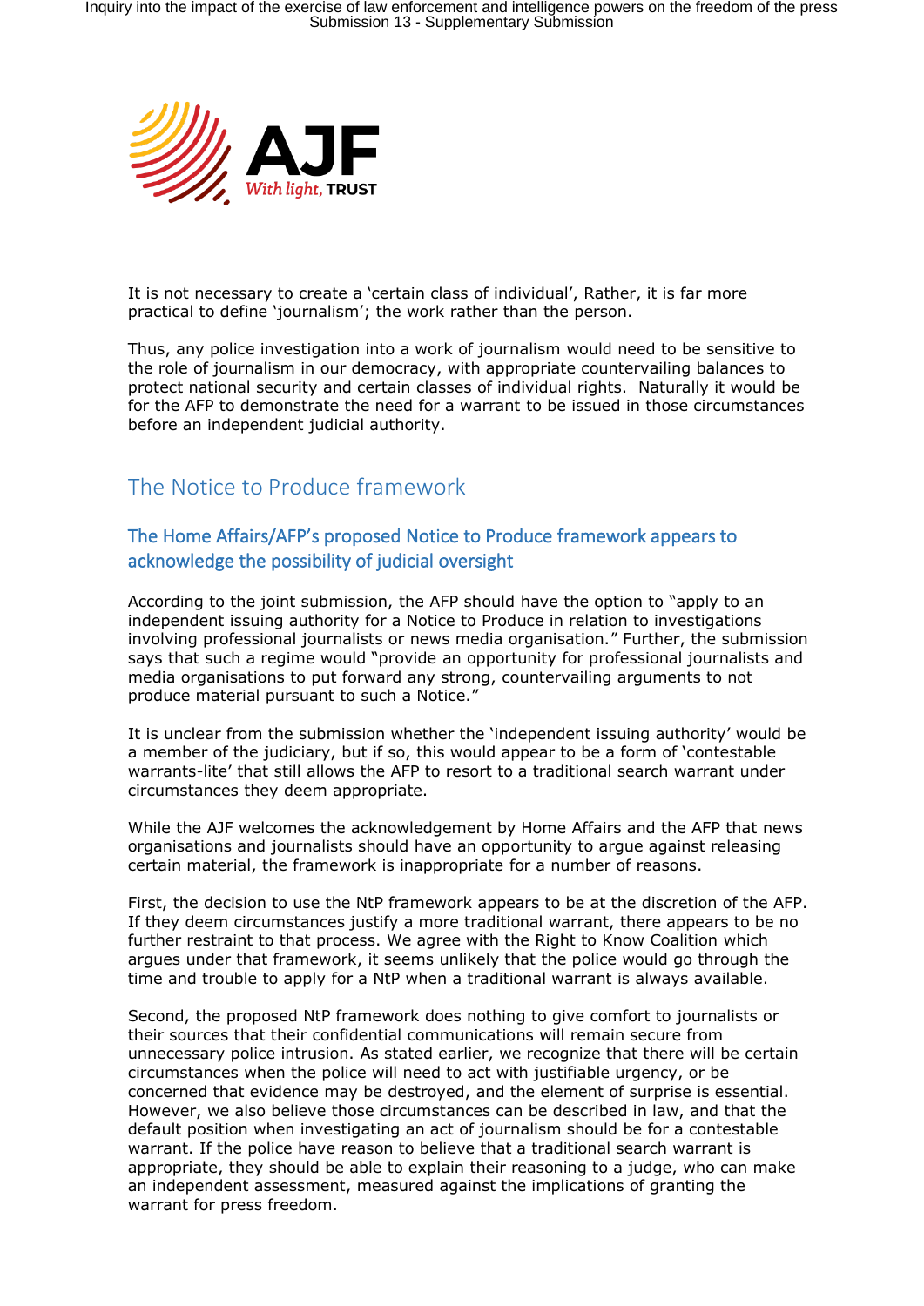It is not necessary to create a 'certain class of individual', Rather, it is far more practical to define 'journalism'; the work rather than the person.

Thus, any police investigation into a work of journalism would need to be sensitive to the role of journalism in our democracy, with appropriate countervailing balances to protect national security and certain classes of individual rights. Naturally it would be for the AFP to demonstrate the need for a warrant to be issued in those circumstances before an independent judicial authority.

## The Notice to Produce framework

### The Home Affairs/AFP's proposed Notice to Produce framework appears to acknowledge the possibility of judicial oversight

According to the joint submission, the AFP should have the option to "apply to an independent issuing authority for a Notice to Produce in relation to investigations involving professional journalists or news media organisation." Further, the submission says that such a regime would "provide an opportunity for professional journalists and media organisations to put forward any strong, countervailing arguments to not produce material pursuant to such a Notice."

It is unclear from the submission whether the 'independent issuing authority' would be a member of the judiciary, but if so, this would appear to be a form of 'contestable warrants-lite' that still allows the AFP to resort to a traditional search warrant under circumstances they deem appropriate.

While the AJF welcomes the acknowledgement by Home Affairs and the AFP that news organisations and journalists should have an opportunity to argue against releasing certain material, the framework is inappropriate for a number of reasons.

First, the decision to use the NtP framework appears to be at the discretion of the AFP. If they deem circumstances justify a more traditional warrant, there appears to be no further restraint to that process. We agree with the Right to Know Coalition which argues under that framework, it seems unlikely that the police would go through the time and trouble to apply for a NtP when a traditional warrant is always available.

Second, the proposed NtP framework does nothing to give comfort to journalists or their sources that their confidential communications will remain secure from unnecessary police intrusion. As stated earlier, we recognize that there will be certain circumstances when the police will need to act with justifiable urgency, or be concerned that evidence may be destroyed, and the element of surprise is essential. However, we also believe those circumstances can be described in law, and that the default position when investigating an act of journalism should be for a contestable warrant. If the police have reason to believe that a traditional search warrant is appropriate, they should be able to explain their reasoning to a judge, who can make an independent assessment, measured against the implications of granting the warrant for press freedom.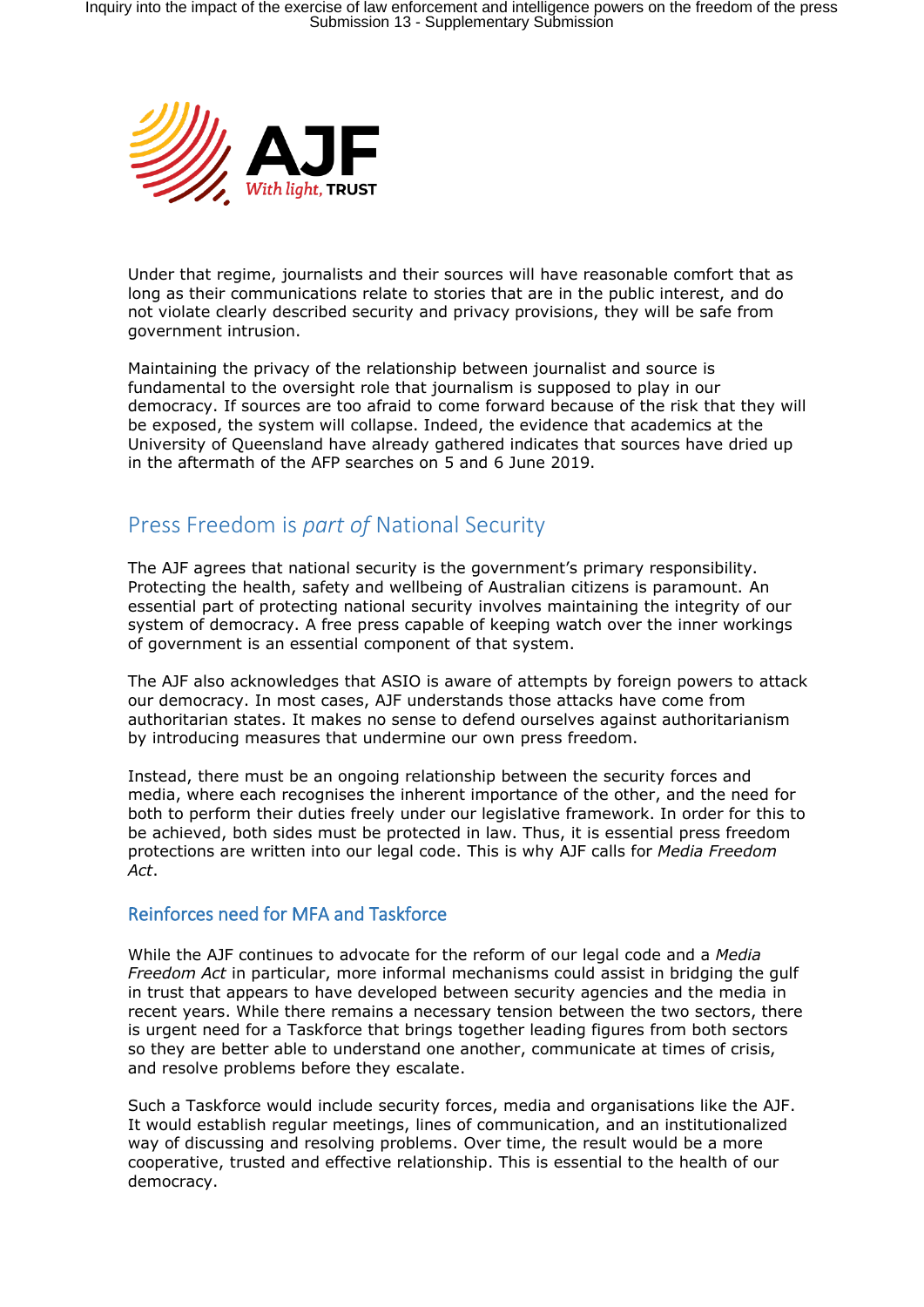Under that regime, journalists and their sources will have reasonable comfort that as long as their communications relate to stories that are in the public interest, and do not violate clearly described security and privacy provisions, they will be safe from government intrusion.

Maintaining the privacy of the relationship between journalist and source is fundamental to the oversight role that journalism is supposed to play in our democracy. If sources are too afraid to come forward because of the risk that they will be exposed, the system will collapse. Indeed, the evidence that academics at the University of Queensland have already gathered indicates that sources have dried up in the aftermath of the AFP searches on 5 and 6 June 2019.

## Press Freedom is *part of* National Security

The AJF agrees that national security is the government's primary responsibility. Protecting the health, safety and wellbeing of Australian citizens is paramount. An essential part of protecting national security involves maintaining the integrity of our system of democracy. A free press capable of keeping watch over the inner workings of government is an essential component of that system.

The AJF also acknowledges that ASIO is aware of attempts by foreign powers to attack our democracy. In most cases, AJF understands those attacks have come from authoritarian states. It makes no sense to defend ourselves against authoritarianism by introducing measures that undermine our own press freedom.

Instead, there must be an ongoing relationship between the security forces and media, where each recognises the inherent importance of the other, and the need for both to perform their duties freely under our legislative framework. In order for this to be achieved, both sides must be protected in law. Thus, it is essential press freedom protections are written into our legal code. This is why AJF calls for *Media Freedom Act*.

### Reinforces need for MFA and Taskforce

While the AJF continues to advocate for the reform of our legal code and a *Media Freedom Act* in particular, more informal mechanisms could assist in bridging the gulf in trust that appears to have developed between security agencies and the media in recent years. While there remains a necessary tension between the two sectors, there is urgent need for a Taskforce that brings together leading figures from both sectors so they are better able to understand one another, communicate at times of crisis, and resolve problems before they escalate.

Such a Taskforce would include security forces, media and organisations like the AJF. It would establish regular meetings, lines of communication, and an institutionalized way of discussing and resolving problems. Over time, the result would be a more cooperative, trusted and effective relationship. This is essential to the health of our democracy.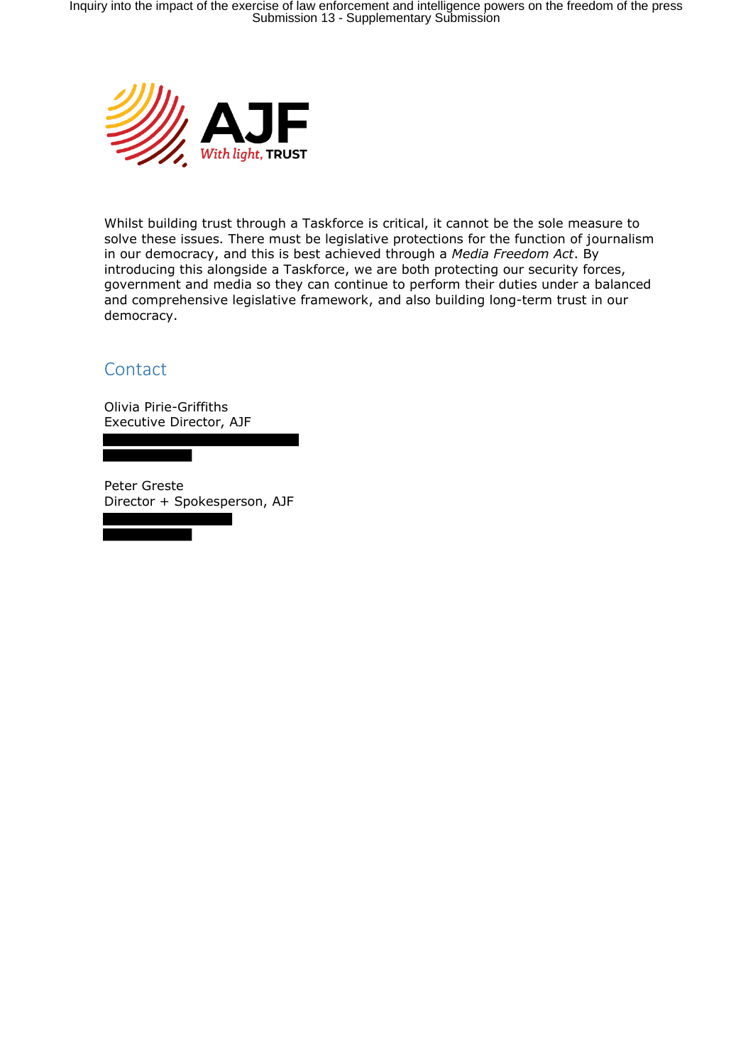Whilst building trust through a Taskforce is critical, it cannot be the sole measure to solve these issues. There must be legislative protections for the function of journalism in our democracy, and this is best achieved through a *Media Freedom Act*. By introducing this alongside a Taskforce, we are both protecting our security forces, government and media so they can continue to perform their duties under a balanced and comprehensive legislative framework, and also building long-term trust in our democracy.

## Contact

Olivia Pirie-Griffiths
Executive Director, AJF

Peter Greste
Director + Spokesperson, AJF